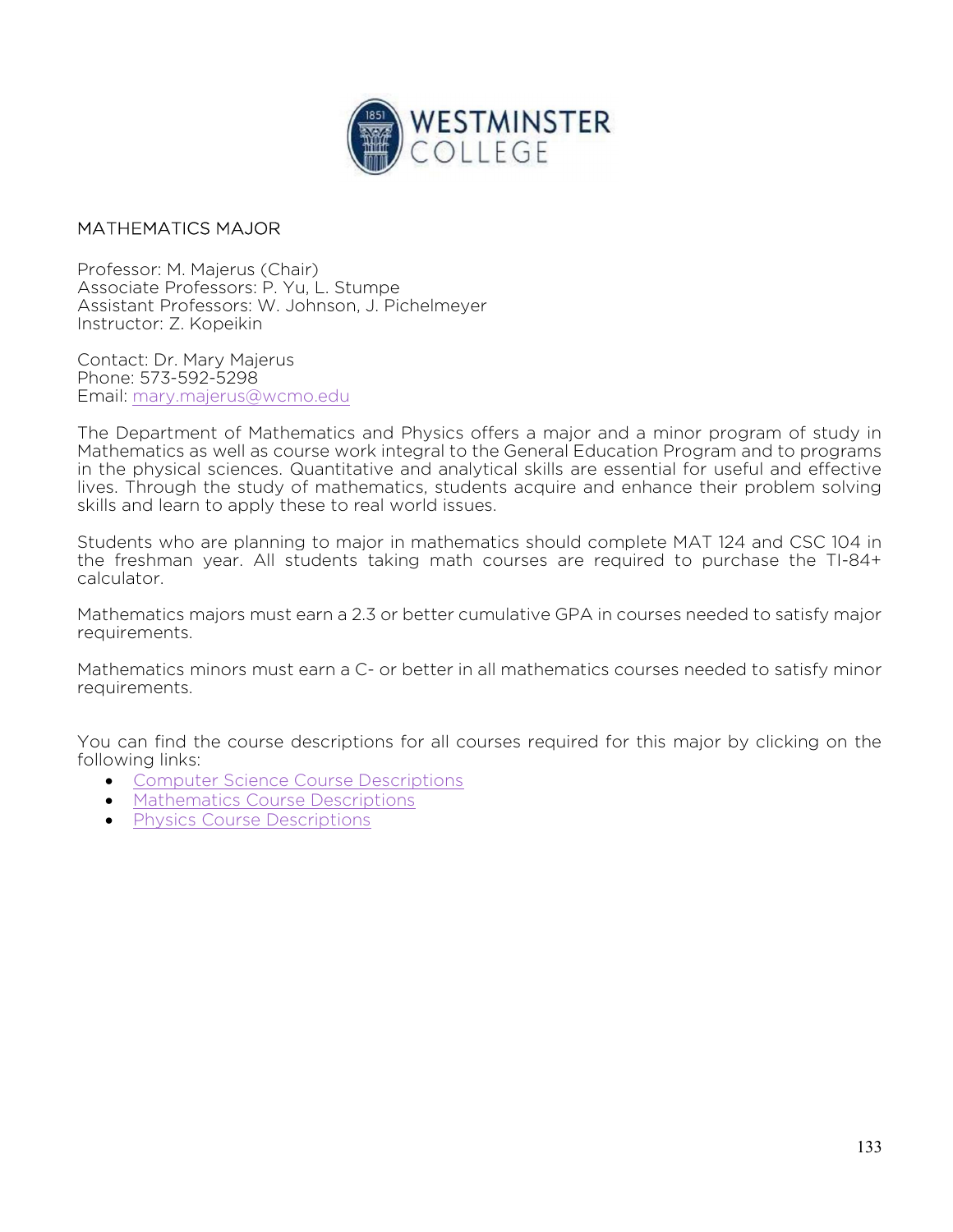# MATHEMATICS MAJOR

Professor: M. Majerus (Chair)
Associate Professors: P. Yu, L. Stumpe
Assistant Professors: W. Johnson, J. Pichelmeyer
Instructor: Z. Kopeikin

Contact: Dr. Mary Majerus
Phone: 573-592-5298
Email: mary.majerus@wcmo.edu

The Department of Mathematics and Physics offers a major and a minor program of study in Mathematics as well as course work integral to the General Education Program and to programs in the physical sciences. Quantitative and analytical skills are essential for useful and effective lives. Through the study of mathematics, students acquire and enhance their problem solving skills and learn to apply these to real world issues.

Students who are planning to major in mathematics should complete MAT 124 and CSC 104 in the freshman year. All students taking math courses are required to purchase the TI-84+ calculator.

Mathematics majors must earn a 2.3 or better cumulative GPA in courses needed to satisfy major requirements.

Mathematics minors must earn a C- or better in all mathematics courses needed to satisfy minor requirements.

You can find the course descriptions for all courses required for this major by clicking on the following links:

- Computer Science Course Descriptions
- Mathematics Course Descriptions
- Physics Course Descriptions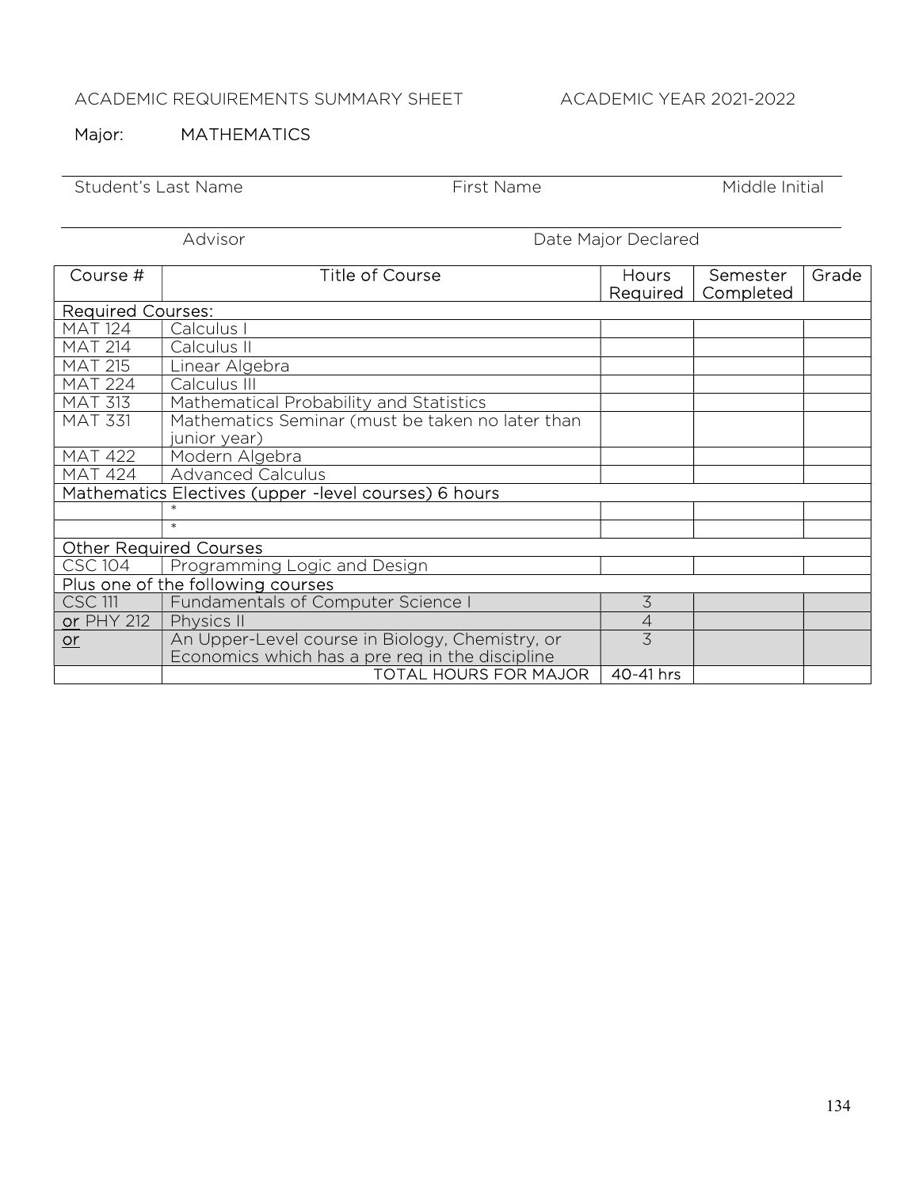ACADEMIC REQUIREMENTS SUMMARY SHEET ACADEMIC YEAR 2021-2022

Major: MATHEMATICS

Student's Last Name First Name Middle Initial

Advisor Date Major Declared

| Course # | Title of Course | Hours Required | Semester Completed | Grade |
|---|---|---|---|---|
| Required Courses: | | | | |
| MAT 124 | Calculus I | | | |
| MAT 214 | Calculus II | | | |
| MAT 215 | Linear Algebra | | | |
| MAT 224 | Calculus III | | | |
| MAT 313 | Mathematical Probability and Statistics | | | |
| MAT 331 | Mathematics Seminar (must be taken no later than junior year) | | | |
| MAT 422 | Modern Algebra | | | |
| MAT 424 | Advanced Calculus | | | |
| Mathematics Electives (upper -level courses) 6 hours | | | | |
| | * | | | |
| | * | | | |
| Other Required Courses | | | | |
| CSC 104 | Programming Logic and Design | | | |
| Plus one of the following courses | | | | |
| CSC 111 | Fundamentals of Computer Science I | 3 | | |
| <u>or</u> PHY 212 | Physics II | 4 | | |
| <u>or</u> | An Upper-Level course in Biology, Chemistry, or Economics which has a pre req in the discipline | 3 | | |
| | TOTAL HOURS FOR MAJOR | 40-41 hrs | | |